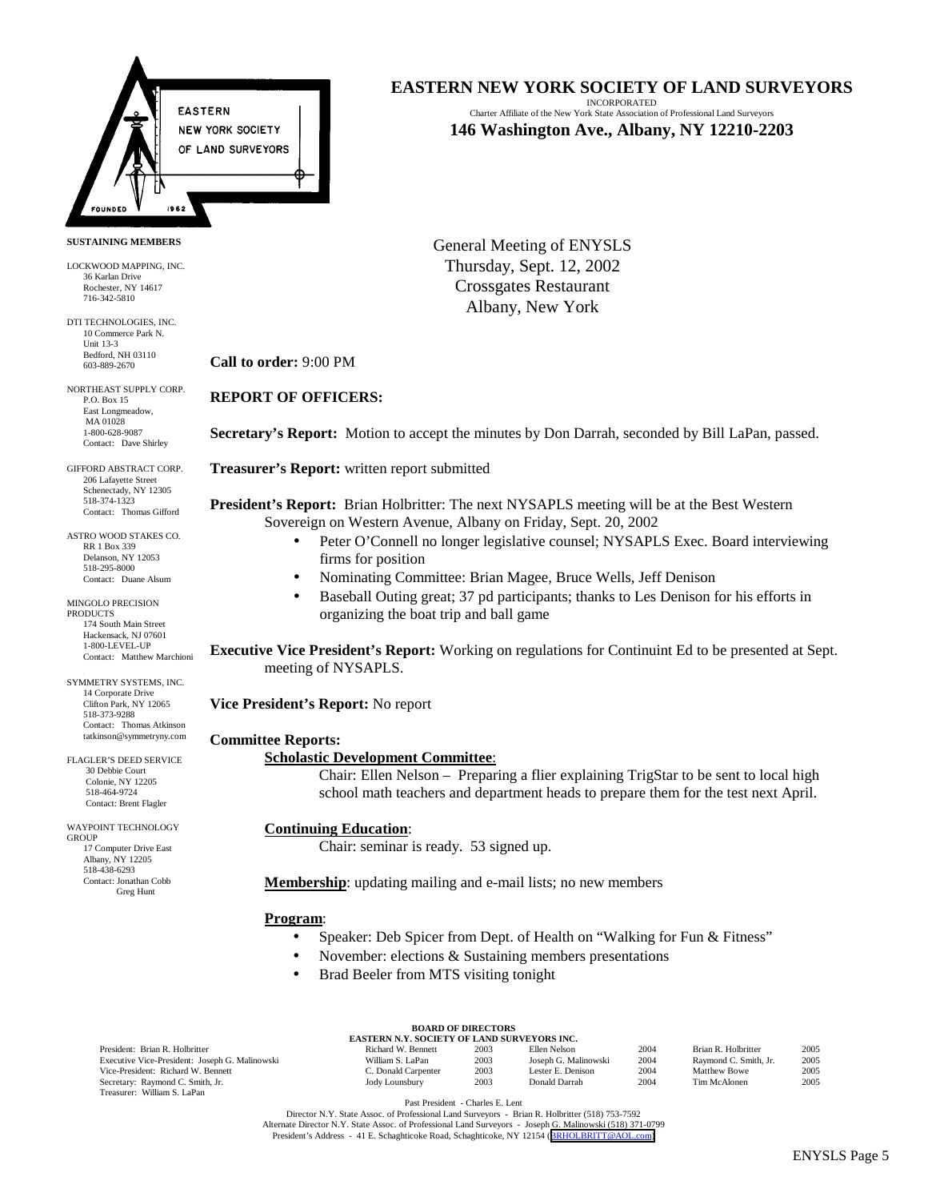# EASTERN NEW YORK SOCIETY OF LAND SURVEYORS

INCORPORATED

Charter Affiliate of the New York State Association of Professional Land Surveyors

**146 Washington Ave., Albany, NY 12210-2203**

**SUSTAINING MEMBERS**

LOCKWOOD MAPPING, INC.
36 Karlan Drive
Rochester, NY 14617
716-342-5810

DTI TECHNOLOGIES, INC.
10 Commerce Park N.
Unit 13-3
Bedford, NH 03110
603-889-2670

NORTHEAST SUPPLY CORP.
P.O. Box 15
East Longmeadow, MA 01028
1-800-628-9087
Contact: Dave Shirley

GIFFORD ABSTRACT CORP.
206 Lafayette Street
Schenectady, NY 12305
518-374-1323
Contact: Thomas Gifford

ASTRO WOOD STAKES CO.
RR 1 Box 339
Delanson, NY 12053
518-295-8000
Contact: Duane Alsum

MINGOLO PRECISION PRODUCTS
174 South Main Street
Hackensack, NJ 07601
1-800-LEVEL-UP
Contact: Matthew Marchioni

SYMMETRY SYSTEMS, INC.
14 Corporate Drive
Clifton Park, NY 12065
518-373-9288
Contact: Thomas Atkinson
tatkinson@symmetryny.com

FLAGLER'S DEED SERVICE
30 Debbie Court
Colonie, NY 12205
518-464-9724
Contact: Brent Flagler

WAYPOINT TECHNOLOGY GROUP
17 Computer Drive East
Albany, NY 12205
518-438-6293
Contact: Jonathan Cobb
Greg Hunt

General Meeting of ENYSLS
Thursday, Sept. 12, 2002
Crossgates Restaurant
Albany, New York

**Call to order:** 9:00 PM

**REPORT OF OFFICERS:**

**Secretary's Report:** Motion to accept the minutes by Don Darrah, seconded by Bill LaPan, passed.

**Treasurer's Report:** written report submitted

**President's Report:** Brian Holbritter: The next NYSAPLS meeting will be at the Best Western Sovereign on Western Avenue, Albany on Friday, Sept. 20, 2002

- Peter O'Connell no longer legislative counsel; NYSAPLS Exec. Board interviewing firms for position
- Nominating Committee: Brian Magee, Bruce Wells, Jeff Denison
- Baseball Outing great; 37 pd participants; thanks to Les Denison for his efforts in organizing the boat trip and ball game

**Executive Vice President's Report:** Working on regulations for Continuint Ed to be presented at Sept. meeting of NYSAPLS.

**Vice President's Report:** No report

**Committee Reports:**

**Scholastic Development Committee**:
Chair: Ellen Nelson – Preparing a flier explaining TrigStar to be sent to local high school math teachers and department heads to prepare them for the test next April.

**Continuing Education**:
Chair: seminar is ready. 53 signed up.

**Membership**: updating mailing and e-mail lists; no new members

**Program**:

- Speaker: Deb Spicer from Dept. of Health on "Walking for Fun & Fitness"
- November: elections & Sustaining members presentations
- Brad Beeler from MTS visiting tonight

**BOARD OF DIRECTORS**
**EASTERN N.Y. SOCIETY OF LAND SURVEYORS INC.**

| Officers | Director | Term | Director | Term | Director | Term |
|---|---|---|---|---|---|---|
| President: Brian R. Holbritter | Richard W. Bennett | 2003 | Ellen Nelson | 2004 | Brian R. Holbritter | 2005 |
| Executive Vice-President: Joseph G. Malinowski | William S. LaPan | 2003 | Joseph G. Malinowski | 2004 | Raymond C. Smith, Jr. | 2005 |
| Vice-President: Richard W. Bennett | C. Donald Carpenter | 2003 | Lester E. Denison | 2004 | Matthew Bowe | 2005 |
| Secretary: Raymond C. Smith, Jr. | Jody Lounsbury | 2003 | Donald Darrah | 2004 | Tim McAlonen | 2005 |
| Treasurer: William S. LaPan | | | | | | |

Past President - Charles E. Lent

Director N.Y. State Assoc. of Professional Land Surveyors - Brian R. Holbritter (518) 753-7592
Alternate Director N.Y. State Assoc. of Professional Land Surveyors - Joseph G. Malinowski (518) 371-0799
President's Address - 41 E. Schaghticoke Road, Schaghticoke, NY 12154 (BRHOLBRITT@AOL.com)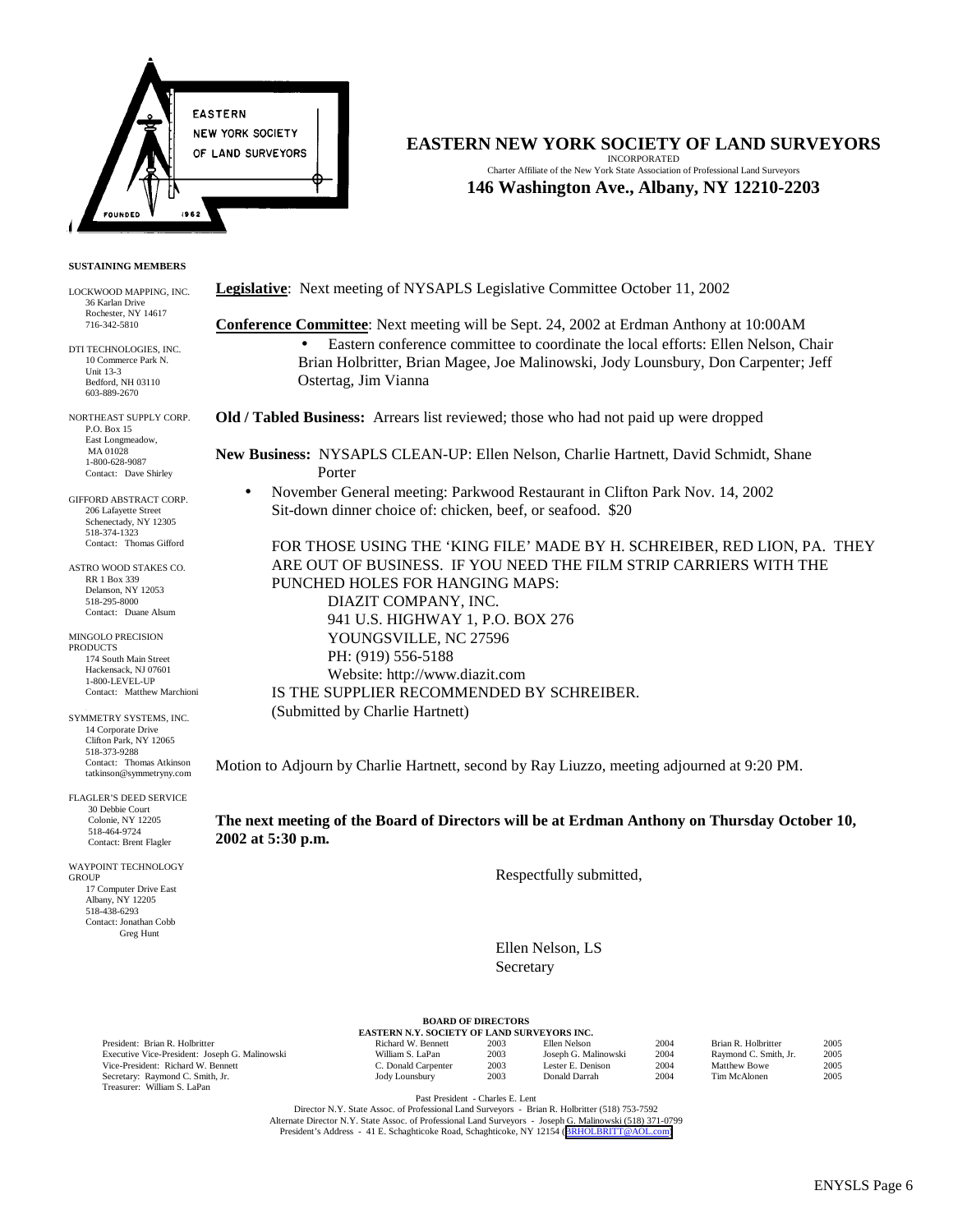**EASTERN NEW YORK SOCIETY OF LAND SURVEYORS**
INCORPORATED
Charter Affiliate of the New York State Association of Professional Land Surveyors
**146 Washington Ave., Albany, NY 12210-2203**

**SUSTAINING MEMBERS**

LOCKWOOD MAPPING, INC.
36 Karlan Drive
Rochester, NY 14617
716-342-5810

DTI TECHNOLOGIES, INC.
10 Commerce Park N.
Unit 13-3
Bedford, NH 03110
603-889-2670

NORTHEAST SUPPLY CORP.
P.O. Box 15
East Longmeadow,
MA 01028
1-800-628-9087
Contact: Dave Shirley

GIFFORD ABSTRACT CORP.
206 Lafayette Street
Schenectady, NY 12305
518-374-1323
Contact: Thomas Gifford

ASTRO WOOD STAKES CO.
RR 1 Box 339
Delanson, NY 12053
518-295-8000
Contact: Duane Alsum

MINGOLO PRECISION PRODUCTS
174 South Main Street
Hackensack, NJ 07601
1-800-LEVEL-UP
Contact: Matthew Marchioni

SYMMETRY SYSTEMS, INC.
14 Corporate Drive
Clifton Park, NY 12065
518-373-9288
Contact: Thomas Atkinson
tatkinson@symmetryny.com

FLAGLER'S DEED SERVICE
30 Debbie Court
Colonie, NY 12205
518-464-9724
Contact: Brent Flagler

WAYPOINT TECHNOLOGY GROUP
17 Computer Drive East
Albany, NY 12205
518-438-6293
Contact: Jonathan Cobb
Greg Hunt

**Legislative**: Next meeting of NYSAPLS Legislative Committee October 11, 2002

**Conference Committee**: Next meeting will be Sept. 24, 2002 at Erdman Anthony at 10:00AM

- Eastern conference committee to coordinate the local efforts: Ellen Nelson, Chair Brian Holbritter, Brian Magee, Joe Malinowski, Jody Lounsbury, Don Carpenter; Jeff Ostertag, Jim Vianna

**Old / Tabled Business:** Arrears list reviewed; those who had not paid up were dropped

**New Business:** NYSAPLS CLEAN-UP: Ellen Nelson, Charlie Hartnett, David Schmidt, Shane Porter

- November General meeting: Parkwood Restaurant in Clifton Park Nov. 14, 2002
  Sit-down dinner choice of: chicken, beef, or seafood. $20

FOR THOSE USING THE 'KING FILE' MADE BY H. SCHREIBER, RED LION, PA. THEY ARE OUT OF BUSINESS. IF YOU NEED THE FILM STRIP CARRIERS WITH THE PUNCHED HOLES FOR HANGING MAPS:

DIAZIT COMPANY, INC.
941 U.S. HIGHWAY 1, P.O. BOX 276
YOUNGSVILLE, NC 27596
PH: (919) 556-5188
Website: http://www.diazit.com

IS THE SUPPLIER RECOMMENDED BY SCHREIBER.
(Submitted by Charlie Hartnett)

Motion to Adjourn by Charlie Hartnett, second by Ray Liuzzo, meeting adjourned at 9:20 PM.

**The next meeting of the Board of Directors will be at Erdman Anthony on Thursday October 10, 2002 at 5:30 p.m.**

Respectfully submitted,

Ellen Nelson, LS
Secretary

**BOARD OF DIRECTORS**
**EASTERN N.Y. SOCIETY OF LAND SURVEYORS INC.**

| | | | | | | | |
|---|---|---|---|---|---|---|---|
| President: Brian R. Holbritter | Richard W. Bennett | 2003 | Ellen Nelson | 2004 | Brian R. Holbritter | 2005 |
| Executive Vice-President: Joseph G. Malinowski | William S. LaPan | 2003 | Joseph G. Malinowski | 2004 | Raymond C. Smith, Jr. | 2005 |
| Vice-President: Richard W. Bennett | C. Donald Carpenter | 2003 | Lester E. Denison | 2004 | Matthew Bowe | 2005 |
| Secretary: Raymond C. Smith, Jr. | Jody Lounsbury | 2003 | Donald Darrah | 2004 | Tim McAlonen | 2005 |
| Treasurer: William S. LaPan | | | | | | |

Past President - Charles E. Lent
Director N.Y. State Assoc. of Professional Land Surveyors - Brian R. Holbritter (518) 753-7592
Alternate Director N.Y. State Assoc. of Professional Land Surveyors - Joseph G. Malinowski (518) 371-0799
President's Address - 41 E. Schaghticoke Road, Schaghticoke, NY 12154 (BRHOLBRITT@AOL.com)